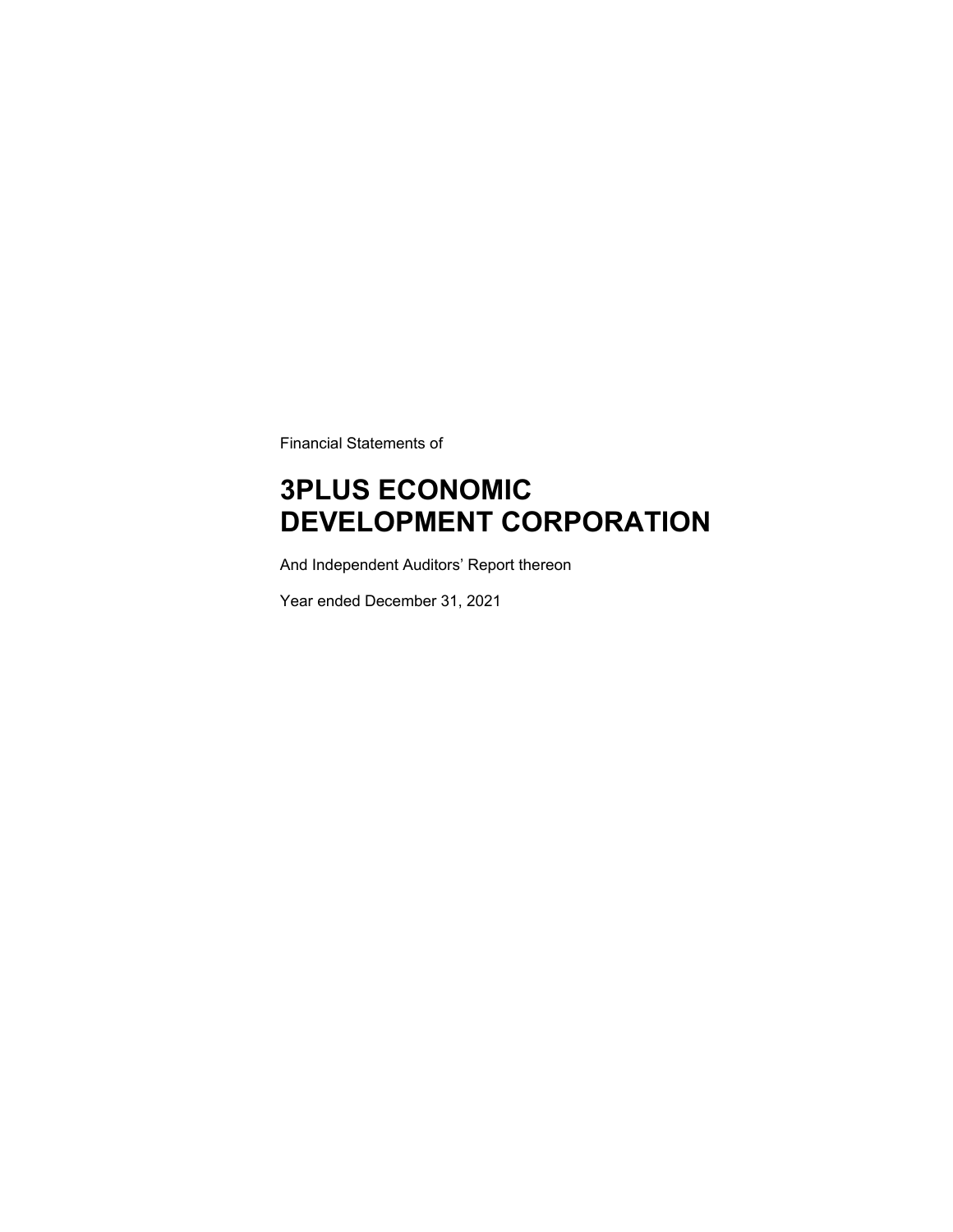Financial Statements of

# 3PLUS ECONOMIC DEVELOPMENT CORPORATION

And Independent Auditors' Report thereon

Year ended December 31, 2021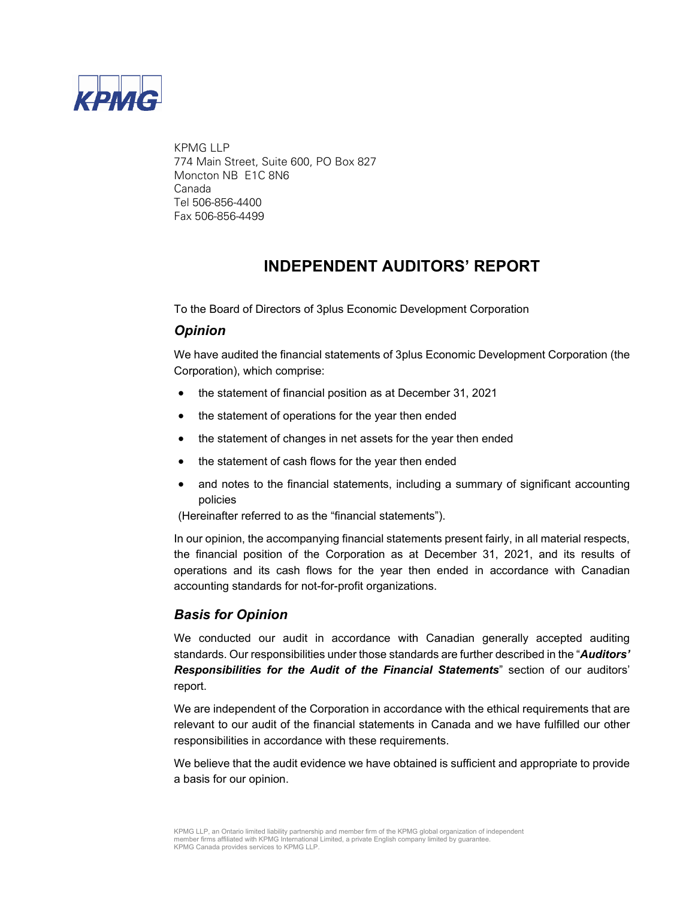KPMG LLP
774 Main Street, Suite 600, PO Box 827
Moncton NB E1C 8N6
Canada
Tel 506-856-4400
Fax 506-856-4499

# INDEPENDENT AUDITORS' REPORT

To the Board of Directors of 3plus Economic Development Corporation

## *Opinion*

We have audited the financial statements of 3plus Economic Development Corporation (the Corporation), which comprise:

- the statement of financial position as at December 31, 2021
- the statement of operations for the year then ended
- the statement of changes in net assets for the year then ended
- the statement of cash flows for the year then ended
- and notes to the financial statements, including a summary of significant accounting policies

(Hereinafter referred to as the "financial statements").

In our opinion, the accompanying financial statements present fairly, in all material respects, the financial position of the Corporation as at December 31, 2021, and its results of operations and its cash flows for the year then ended in accordance with Canadian accounting standards for not-for-profit organizations.

## *Basis for Opinion*

We conducted our audit in accordance with Canadian generally accepted auditing standards. Our responsibilities under those standards are further described in the "***Auditors' Responsibilities for the Audit of the Financial Statements***" section of our auditors' report.

We are independent of the Corporation in accordance with the ethical requirements that are relevant to our audit of the financial statements in Canada and we have fulfilled our other responsibilities in accordance with these requirements.

We believe that the audit evidence we have obtained is sufficient and appropriate to provide a basis for our opinion.

KPMG LLP, an Ontario limited liability partnership and member firm of the KPMG global organization of independent member firms affiliated with KPMG International Limited, a private English company limited by guarantee.
KPMG Canada provides services to KPMG LLP.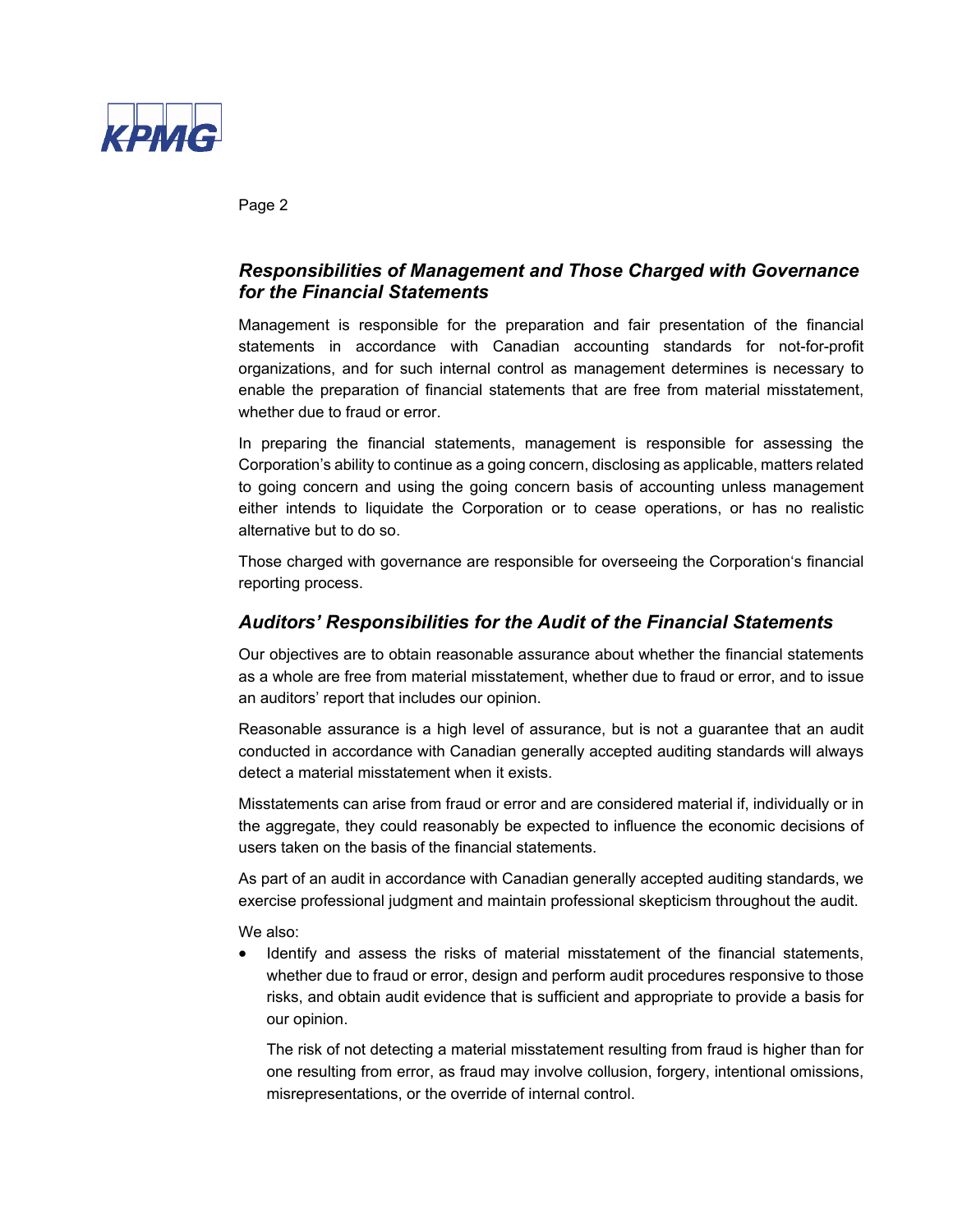## *Responsibilities of Management and Those Charged with Governance for the Financial Statements*

Management is responsible for the preparation and fair presentation of the financial statements in accordance with Canadian accounting standards for not-for-profit organizations, and for such internal control as management determines is necessary to enable the preparation of financial statements that are free from material misstatement, whether due to fraud or error.

In preparing the financial statements, management is responsible for assessing the Corporation's ability to continue as a going concern, disclosing as applicable, matters related to going concern and using the going concern basis of accounting unless management either intends to liquidate the Corporation or to cease operations, or has no realistic alternative but to do so.

Those charged with governance are responsible for overseeing the Corporation's financial reporting process.

## *Auditors' Responsibilities for the Audit of the Financial Statements*

Our objectives are to obtain reasonable assurance about whether the financial statements as a whole are free from material misstatement, whether due to fraud or error, and to issue an auditors' report that includes our opinion.

Reasonable assurance is a high level of assurance, but is not a guarantee that an audit conducted in accordance with Canadian generally accepted auditing standards will always detect a material misstatement when it exists.

Misstatements can arise from fraud or error and are considered material if, individually or in the aggregate, they could reasonably be expected to influence the economic decisions of users taken on the basis of the financial statements.

As part of an audit in accordance with Canadian generally accepted auditing standards, we exercise professional judgment and maintain professional skepticism throughout the audit.

We also:

- Identify and assess the risks of material misstatement of the financial statements, whether due to fraud or error, design and perform audit procedures responsive to those risks, and obtain audit evidence that is sufficient and appropriate to provide a basis for our opinion.

  The risk of not detecting a material misstatement resulting from fraud is higher than for one resulting from error, as fraud may involve collusion, forgery, intentional omissions, misrepresentations, or the override of internal control.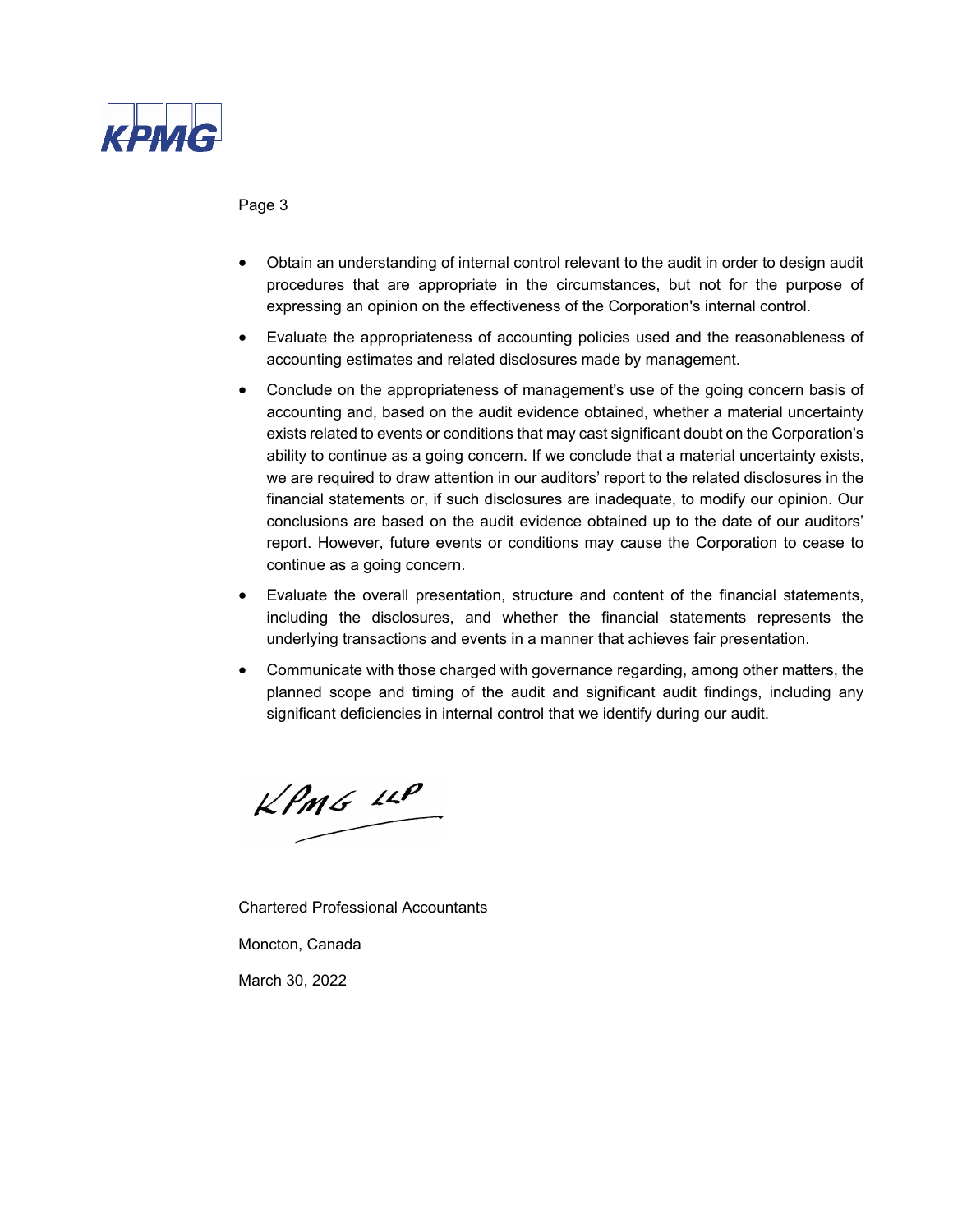- Obtain an understanding of internal control relevant to the audit in order to design audit procedures that are appropriate in the circumstances, but not for the purpose of expressing an opinion on the effectiveness of the Corporation's internal control.
- Evaluate the appropriateness of accounting policies used and the reasonableness of accounting estimates and related disclosures made by management.
- Conclude on the appropriateness of management's use of the going concern basis of accounting and, based on the audit evidence obtained, whether a material uncertainty exists related to events or conditions that may cast significant doubt on the Corporation's ability to continue as a going concern. If we conclude that a material uncertainty exists, we are required to draw attention in our auditors' report to the related disclosures in the financial statements or, if such disclosures are inadequate, to modify our opinion. Our conclusions are based on the audit evidence obtained up to the date of our auditors' report. However, future events or conditions may cause the Corporation to cease to continue as a going concern.
- Evaluate the overall presentation, structure and content of the financial statements, including the disclosures, and whether the financial statements represents the underlying transactions and events in a manner that achieves fair presentation.
- Communicate with those charged with governance regarding, among other matters, the planned scope and timing of the audit and significant audit findings, including any significant deficiencies in internal control that we identify during our audit.

KPMG LLP

Chartered Professional Accountants

Moncton, Canada

March 30, 2022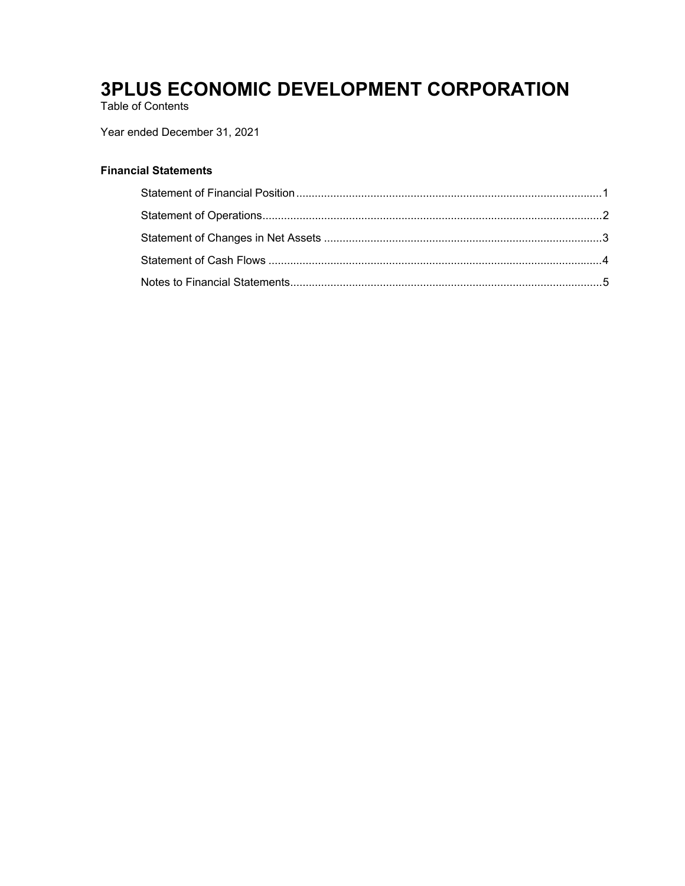# 3PLUS ECONOMIC DEVELOPMENT CORPORATION

Table of Contents

Year ended December 31, 2021

**Financial Statements**

- Statement of Financial Position....................1
- Statement of Operations....................2
- Statement of Changes in Net Assets....................3
- Statement of Cash Flows....................4
- Notes to Financial Statements....................5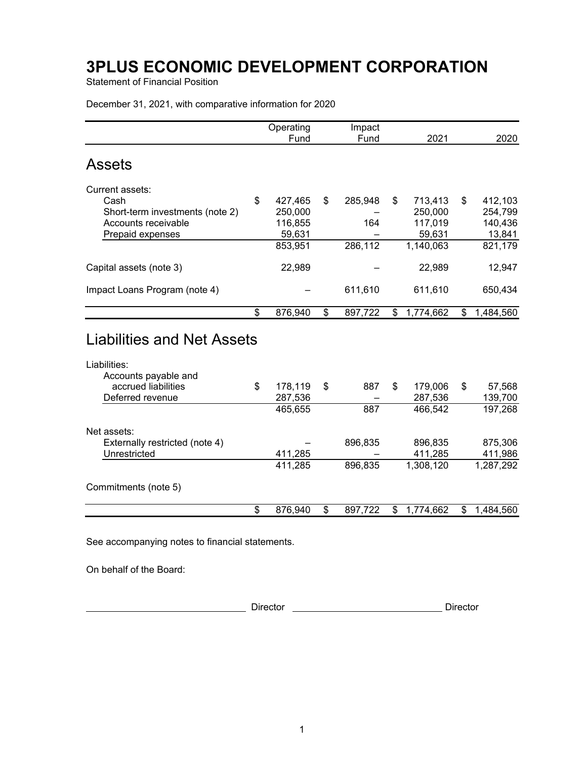# 3PLUS ECONOMIC DEVELOPMENT CORPORATION

Statement of Financial Position

December 31, 2021, with comparative information for 2020

| | Operating Fund | Impact Fund | 2021 | 2020 |
|---|---|---|---|---|
| **Assets** | | | | |
| Current assets: | | | | |
| Cash | $ 427,465 | $ 285,948 | $ 713,413 | $ 412,103 |
| Short-term investments (note 2) | 250,000 | – | 250,000 | 254,799 |
| Accounts receivable | 116,855 | 164 | 117,019 | 140,436 |
| Prepaid expenses | 59,631 | – | 59,631 | 13,841 |
| | 853,951 | 286,112 | 1,140,063 | 821,179 |
| Capital assets (note 3) | 22,989 | – | 22,989 | 12,947 |
| Impact Loans Program (note 4) | – | 611,610 | 611,610 | 650,434 |
| | $ 876,940 | $ 897,722 | $ 1,774,662 | $ 1,484,560 |
| **Liabilities and Net Assets** | | | | |
| Liabilities: | | | | |
| Accounts payable and accrued liabilities | $ 178,119 | $ 887 | $ 179,006 | $ 57,568 |
| Deferred revenue | 287,536 | – | 287,536 | 139,700 |
| | 465,655 | 887 | 466,542 | 197,268 |
| Net assets: | | | | |
| Externally restricted (note 4) | – | 896,835 | 896,835 | 875,306 |
| Unrestricted | 411,285 | – | 411,285 | 411,986 |
| | 411,285 | 896,835 | 1,308,120 | 1,287,292 |
| Commitments (note 5) | | | | |
| | $ 876,940 | $ 897,722 | $ 1,774,662 | $ 1,484,560 |

See accompanying notes to financial statements.

On behalf of the Board:

_____________________ Director _____________________ Director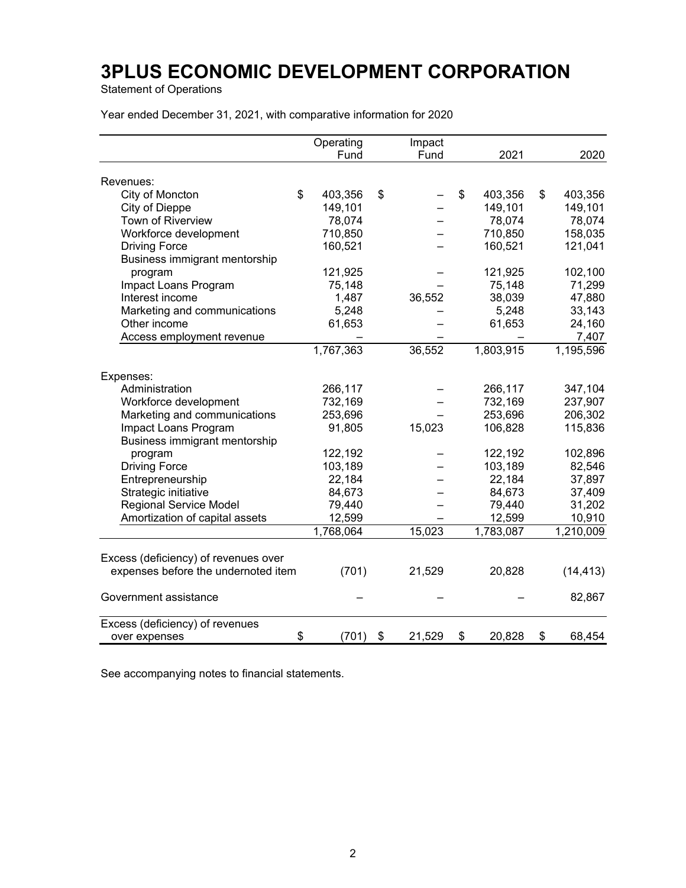# 3PLUS ECONOMIC DEVELOPMENT CORPORATION

Statement of Operations

Year ended December 31, 2021, with comparative information for 2020

| | Operating Fund | Impact Fund | 2021 | 2020 |
|---|---|---|---|---|
| Revenues: | | | | |
| City of Moncton | $ 403,356 | $ – | $ 403,356 | $ 403,356 |
| City of Dieppe | 149,101 | – | 149,101 | 149,101 |
| Town of Riverview | 78,074 | – | 78,074 | 78,074 |
| Workforce development | 710,850 | – | 710,850 | 158,035 |
| Driving Force | 160,521 | – | 160,521 | 121,041 |
| Business immigrant mentorship program | 121,925 | – | 121,925 | 102,100 |
| Impact Loans Program | 75,148 | – | 75,148 | 71,299 |
| Interest income | 1,487 | 36,552 | 38,039 | 47,880 |
| Marketing and communications | 5,248 | – | 5,248 | 33,143 |
| Other income | 61,653 | – | 61,653 | 24,160 |
| Access employment revenue | – | – | – | 7,407 |
| | 1,767,363 | 36,552 | 1,803,915 | 1,195,596 |
| Expenses: | | | | |
| Administration | 266,117 | – | 266,117 | 347,104 |
| Workforce development | 732,169 | – | 732,169 | 237,907 |
| Marketing and communications | 253,696 | – | 253,696 | 206,302 |
| Impact Loans Program | 91,805 | 15,023 | 106,828 | 115,836 |
| Business immigrant mentorship program | 122,192 | – | 122,192 | 102,896 |
| Driving Force | 103,189 | – | 103,189 | 82,546 |
| Entrepreneurship | 22,184 | – | 22,184 | 37,897 |
| Strategic initiative | 84,673 | – | 84,673 | 37,409 |
| Regional Service Model | 79,440 | – | 79,440 | 31,202 |
| Amortization of capital assets | 12,599 | – | 12,599 | 10,910 |
| | 1,768,064 | 15,023 | 1,783,087 | 1,210,009 |
| Excess (deficiency) of revenues over expenses before the undernoted item | (701) | 21,529 | 20,828 | (14,413) |
| Government assistance | – | – | – | 82,867 |
| Excess (deficiency) of revenues over expenses | $ (701) | $ 21,529 | $ 20,828 | $ 68,454 |

See accompanying notes to financial statements.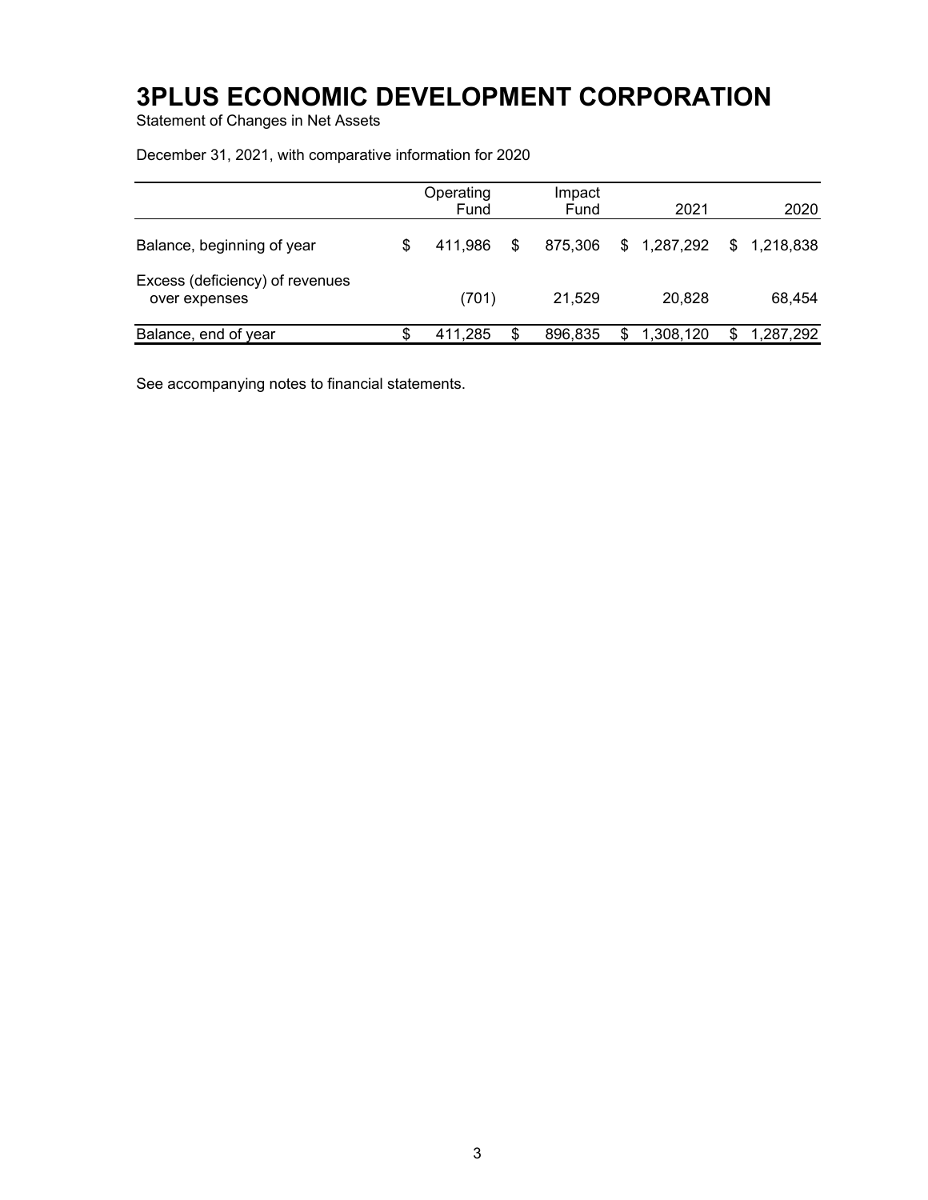# 3PLUS ECONOMIC DEVELOPMENT CORPORATION

Statement of Changes in Net Assets

December 31, 2021, with comparative information for 2020

| | Operating Fund | Impact Fund | 2021 | 2020 |
|---|---|---|---|---|
| Balance, beginning of year | $ 411,986 | $ 875,306 | $ 1,287,292 | $ 1,218,838 |
| Excess (deficiency) of revenues over expenses | (701) | 21,529 | 20,828 | 68,454 |
| Balance, end of year | $ 411,285 | $ 896,835 | $ 1,308,120 | $ 1,287,292 |

See accompanying notes to financial statements.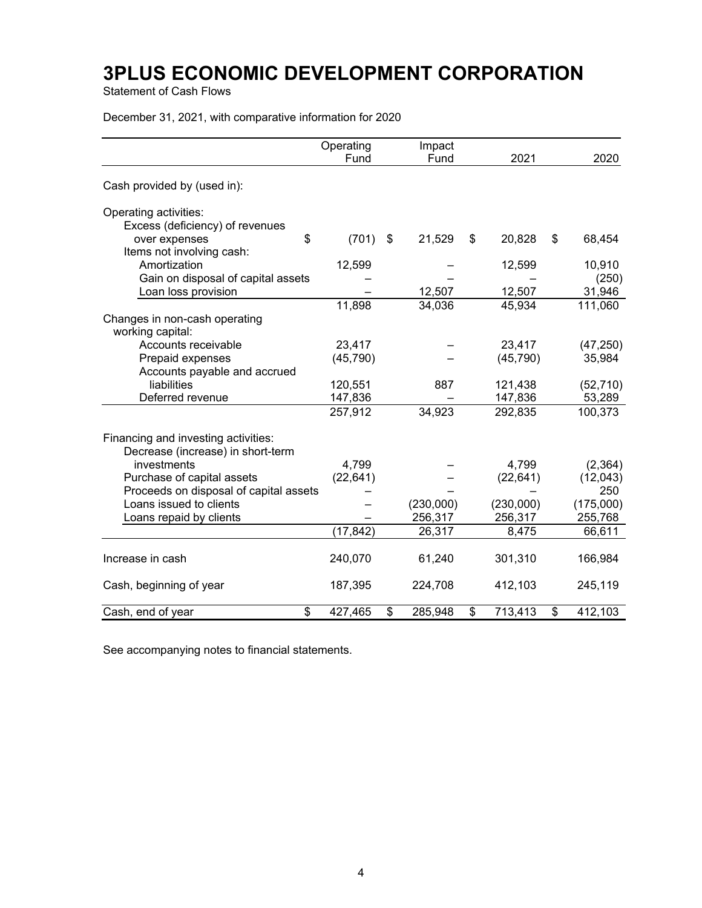# 3PLUS ECONOMIC DEVELOPMENT CORPORATION

Statement of Cash Flows

December 31, 2021, with comparative information for 2020

| | Operating Fund | Impact Fund | 2021 | 2020 |
|---|---|---|---|---|
| Cash provided by (used in): | | | | |
| Operating activities: | | | | |
| Excess (deficiency) of revenues over expenses | $ (701) | $ 21,529 | $ 20,828 | $ 68,454 |
| Items not involving cash: | | | | |
| Amortization | 12,599 | – | 12,599 | 10,910 |
| Gain on disposal of capital assets | – | – | – | (250) |
| Loan loss provision | – | 12,507 | 12,507 | 31,946 |
| | 11,898 | 34,036 | 45,934 | 111,060 |
| Changes in non-cash operating working capital: | | | | |
| Accounts receivable | 23,417 | – | 23,417 | (47,250) |
| Prepaid expenses | (45,790) | – | (45,790) | 35,984 |
| Accounts payable and accrued liabilities | 120,551 | 887 | 121,438 | (52,710) |
| Deferred revenue | 147,836 | – | 147,836 | 53,289 |
| | 257,912 | 34,923 | 292,835 | 100,373 |
| Financing and investing activities: | | | | |
| Decrease (increase) in short-term investments | 4,799 | – | 4,799 | (2,364) |
| Purchase of capital assets | (22,641) | – | (22,641) | (12,043) |
| Proceeds on disposal of capital assets | – | – | – | 250 |
| Loans issued to clients | – | (230,000) | (230,000) | (175,000) |
| Loans repaid by clients | – | 256,317 | 256,317 | 255,768 |
| | (17,842) | 26,317 | 8,475 | 66,611 |
| Increase in cash | 240,070 | 61,240 | 301,310 | 166,984 |
| Cash, beginning of year | 187,395 | 224,708 | 412,103 | 245,119 |
| Cash, end of year | $ 427,465 | $ 285,948 | $ 713,413 | $ 412,103 |

See accompanying notes to financial statements.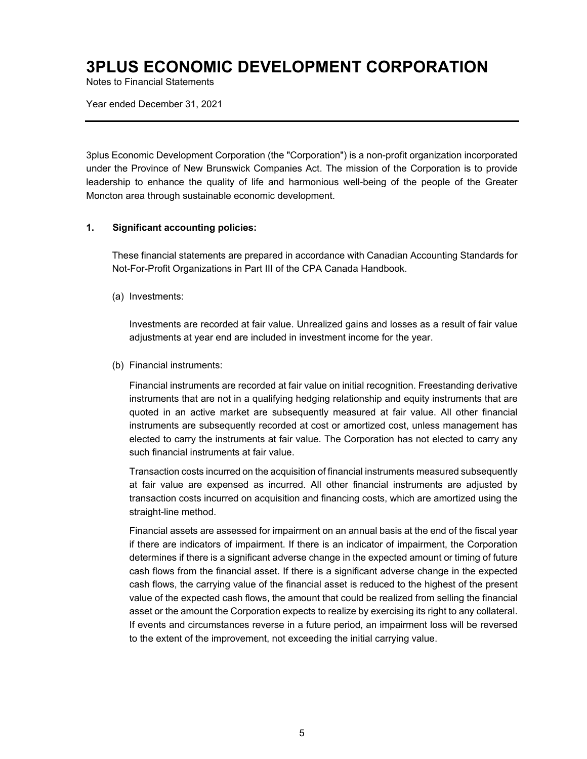# 3PLUS ECONOMIC DEVELOPMENT CORPORATION

Notes to Financial Statements

Year ended December 31, 2021

3plus Economic Development Corporation (the "Corporation") is a non-profit organization incorporated under the Province of New Brunswick Companies Act. The mission of the Corporation is to provide leadership to enhance the quality of life and harmonious well-being of the people of the Greater Moncton area through sustainable economic development.

**1. Significant accounting policies:**

These financial statements are prepared in accordance with Canadian Accounting Standards for Not-For-Profit Organizations in Part III of the CPA Canada Handbook.

(a) Investments:

Investments are recorded at fair value. Unrealized gains and losses as a result of fair value adjustments at year end are included in investment income for the year.

(b) Financial instruments:

Financial instruments are recorded at fair value on initial recognition. Freestanding derivative instruments that are not in a qualifying hedging relationship and equity instruments that are quoted in an active market are subsequently measured at fair value. All other financial instruments are subsequently recorded at cost or amortized cost, unless management has elected to carry the instruments at fair value. The Corporation has not elected to carry any such financial instruments at fair value.

Transaction costs incurred on the acquisition of financial instruments measured subsequently at fair value are expensed as incurred. All other financial instruments are adjusted by transaction costs incurred on acquisition and financing costs, which are amortized using the straight-line method.

Financial assets are assessed for impairment on an annual basis at the end of the fiscal year if there are indicators of impairment. If there is an indicator of impairment, the Corporation determines if there is a significant adverse change in the expected amount or timing of future cash flows from the financial asset. If there is a significant adverse change in the expected cash flows, the carrying value of the financial asset is reduced to the highest of the present value of the expected cash flows, the amount that could be realized from selling the financial asset or the amount the Corporation expects to realize by exercising its right to any collateral. If events and circumstances reverse in a future period, an impairment loss will be reversed to the extent of the improvement, not exceeding the initial carrying value.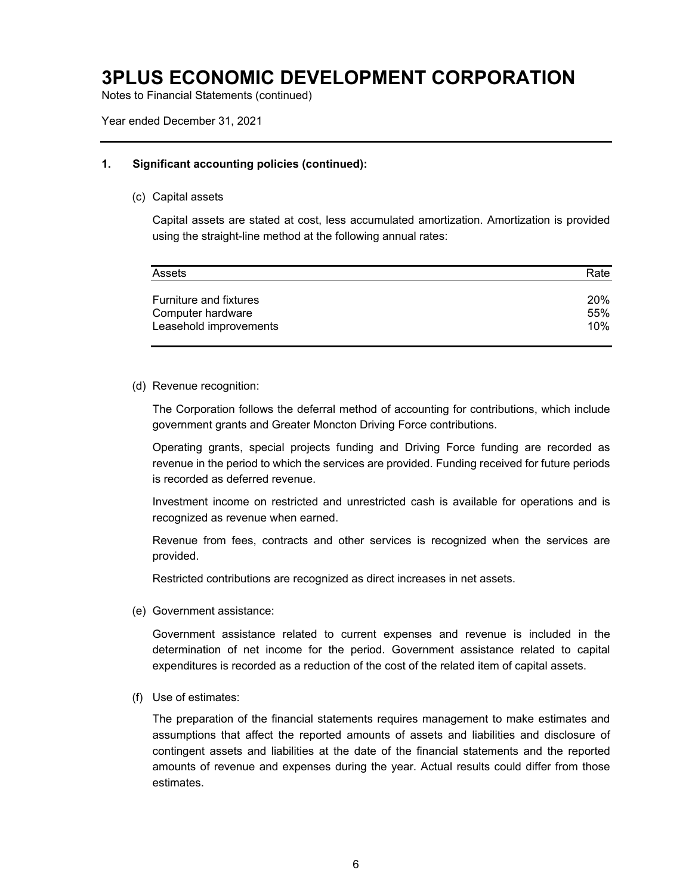# 3PLUS ECONOMIC DEVELOPMENT CORPORATION

Notes to Financial Statements (continued)

Year ended December 31, 2021

## 1. Significant accounting policies (continued):

### (c) Capital assets

Capital assets are stated at cost, less accumulated amortization. Amortization is provided using the straight-line method at the following annual rates:

| Assets | Rate |
|---|---|
| Furniture and fixtures | 20% |
| Computer hardware | 55% |
| Leasehold improvements | 10% |

### (d) Revenue recognition:

The Corporation follows the deferral method of accounting for contributions, which include government grants and Greater Moncton Driving Force contributions.

Operating grants, special projects funding and Driving Force funding are recorded as revenue in the period to which the services are provided. Funding received for future periods is recorded as deferred revenue.

Investment income on restricted and unrestricted cash is available for operations and is recognized as revenue when earned.

Revenue from fees, contracts and other services is recognized when the services are provided.

Restricted contributions are recognized as direct increases in net assets.

### (e) Government assistance:

Government assistance related to current expenses and revenue is included in the determination of net income for the period. Government assistance related to capital expenditures is recorded as a reduction of the cost of the related item of capital assets.

### (f) Use of estimates:

The preparation of the financial statements requires management to make estimates and assumptions that affect the reported amounts of assets and liabilities and disclosure of contingent assets and liabilities at the date of the financial statements and the reported amounts of revenue and expenses during the year. Actual results could differ from those estimates.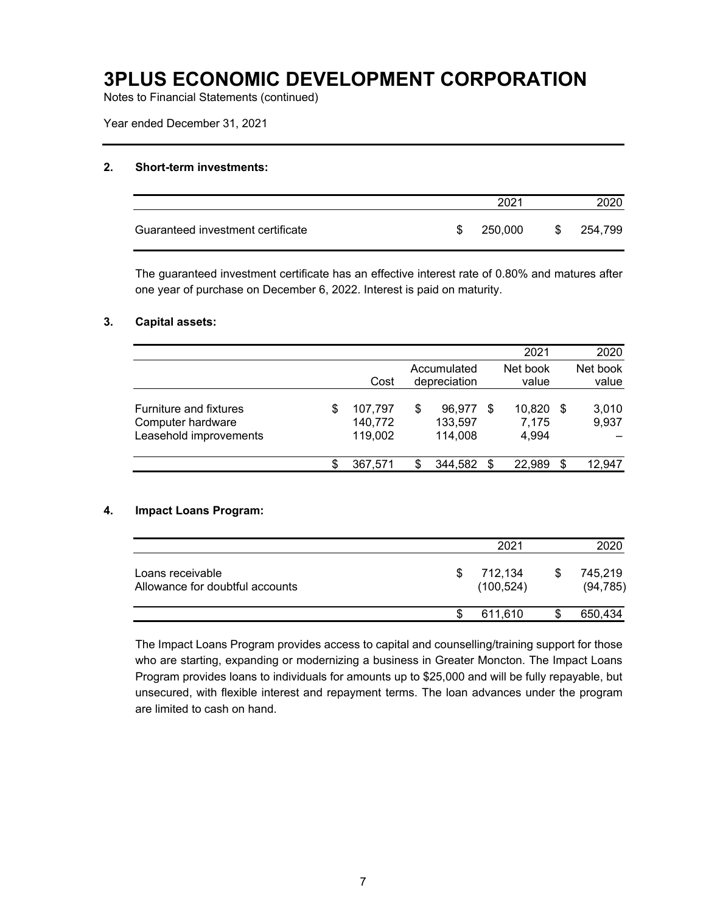# 3PLUS ECONOMIC DEVELOPMENT CORPORATION

Notes to Financial Statements (continued)

Year ended December 31, 2021

## 2. Short-term investments:

| | 2021 | 2020 |
|---|---|---|
| Guaranteed investment certificate | $ 250,000 | $ 254,799 |

The guaranteed investment certificate has an effective interest rate of 0.80% and matures after one year of purchase on December 6, 2022. Interest is paid on maturity.

## 3. Capital assets:

| | | | 2021 | 2020 |
|---|---|---|---|---|
| | Cost | Accumulated depreciation | Net book value | Net book value |
| Furniture and fixtures | $ 107,797 | $ 96,977 | $ 10,820 | $ 3,010 |
| Computer hardware | 140,772 | 133,597 | 7,175 | 9,937 |
| Leasehold improvements | 119,002 | 114,008 | 4,994 | – |
| | $ 367,571 | $ 344,582 | $ 22,989 | $ 12,947 |

## 4. Impact Loans Program:

| | 2021 | 2020 |
|---|---|---|
| Loans receivable | $ 712,134 | $ 745,219 |
| Allowance for doubtful accounts | (100,524) | (94,785) |
| | $ 611,610 | $ 650,434 |

The Impact Loans Program provides access to capital and counselling/training support for those who are starting, expanding or modernizing a business in Greater Moncton. The Impact Loans Program provides loans to individuals for amounts up to $25,000 and will be fully repayable, but unsecured, with flexible interest and repayment terms. The loan advances under the program are limited to cash on hand.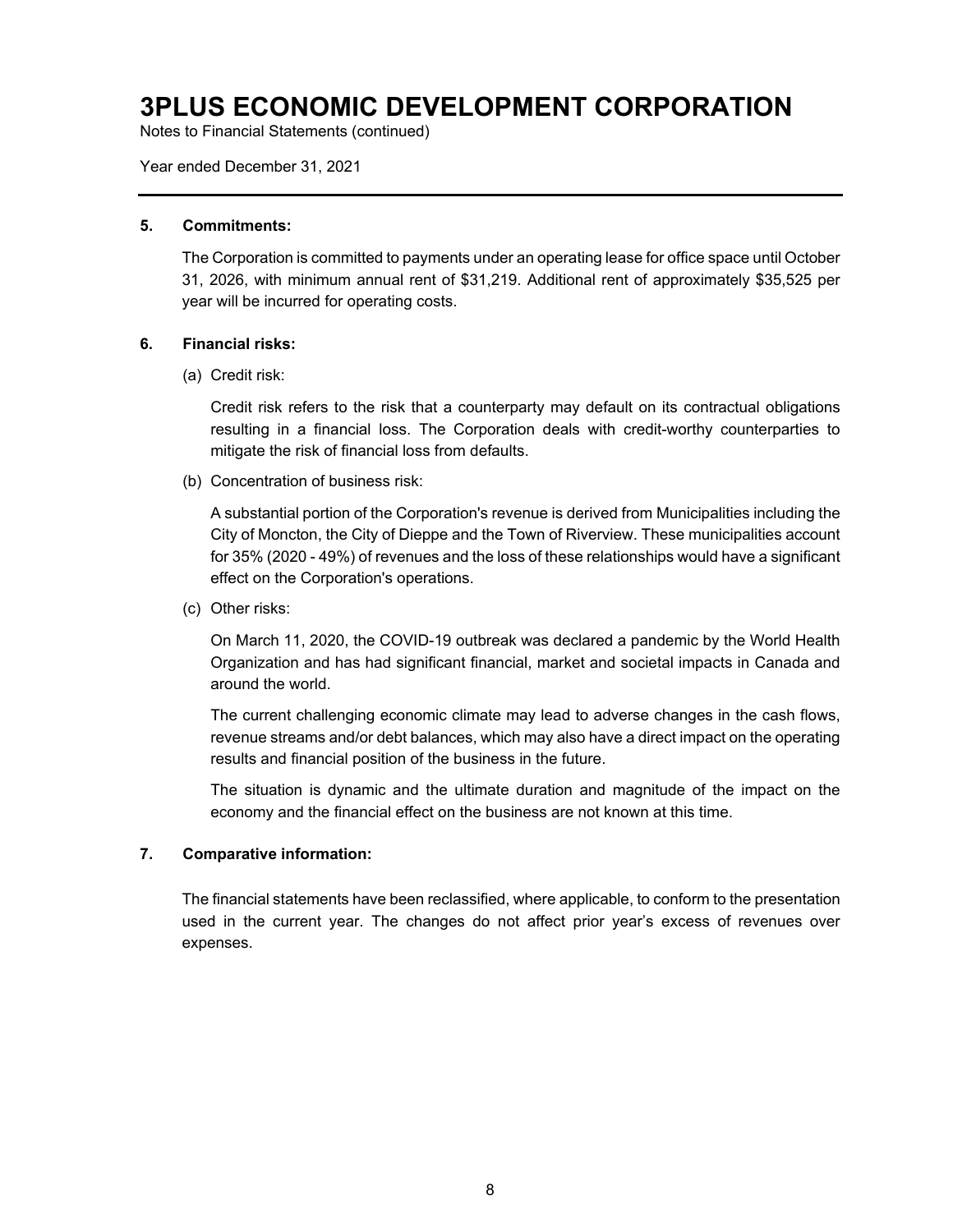# 3PLUS ECONOMIC DEVELOPMENT CORPORATION

Notes to Financial Statements (continued)

Year ended December 31, 2021

---

**5. Commitments:**

The Corporation is committed to payments under an operating lease for office space until October 31, 2026, with minimum annual rent of $31,219. Additional rent of approximately $35,525 per year will be incurred for operating costs.

**6. Financial risks:**

(a) Credit risk:

Credit risk refers to the risk that a counterparty may default on its contractual obligations resulting in a financial loss. The Corporation deals with credit-worthy counterparties to mitigate the risk of financial loss from defaults.

(b) Concentration of business risk:

A substantial portion of the Corporation's revenue is derived from Municipalities including the City of Moncton, the City of Dieppe and the Town of Riverview. These municipalities account for 35% (2020 - 49%) of revenues and the loss of these relationships would have a significant effect on the Corporation's operations.

(c) Other risks:

On March 11, 2020, the COVID-19 outbreak was declared a pandemic by the World Health Organization and has had significant financial, market and societal impacts in Canada and around the world.

The current challenging economic climate may lead to adverse changes in the cash flows, revenue streams and/or debt balances, which may also have a direct impact on the operating results and financial position of the business in the future.

The situation is dynamic and the ultimate duration and magnitude of the impact on the economy and the financial effect on the business are not known at this time.

**7. Comparative information:**

The financial statements have been reclassified, where applicable, to conform to the presentation used in the current year. The changes do not affect prior year's excess of revenues over expenses.